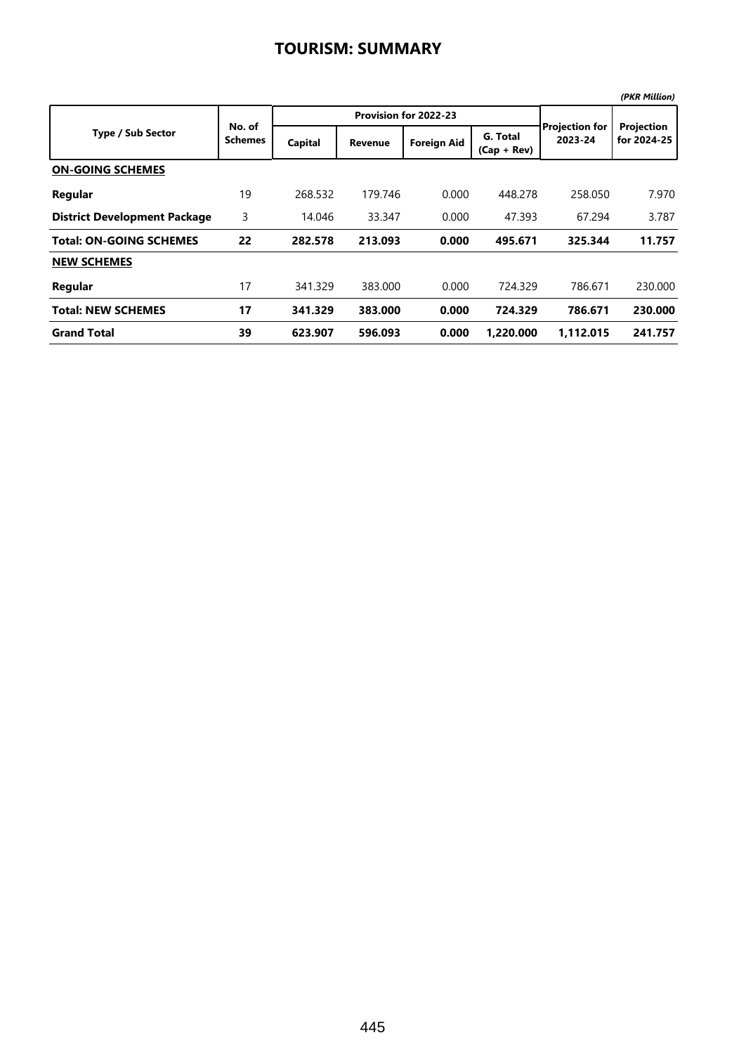# TOURISM: SUMMARY

*(PKR Million)*

| Type / Sub Sector | No. of Schemes | Provision for 2022-23 | | | | Projection for 2023-24 | Projection for 2024-25 |
|---|---|---|---|---|---|---|---|
| | | Capital | Revenue | Foreign Aid | G. Total (Cap + Rev) | | |
| **ON-GOING SCHEMES** | | | | | | | |
| **Regular** | 19 | 268.532 | 179.746 | 0.000 | 448.278 | 258.050 | 7.970 |
| **District Development Package** | 3 | 14.046 | 33.347 | 0.000 | 47.393 | 67.294 | 3.787 |
| **Total: ON-GOING SCHEMES** | **22** | **282.578** | **213.093** | **0.000** | **495.671** | **325.344** | **11.757** |
| **NEW SCHEMES** | | | | | | | |
| **Regular** | 17 | 341.329 | 383.000 | 0.000 | 724.329 | 786.671 | 230.000 |
| **Total: NEW SCHEMES** | **17** | **341.329** | **383.000** | **0.000** | **724.329** | **786.671** | **230.000** |
| **Grand Total** | **39** | **623.907** | **596.093** | **0.000** | **1,220.000** | **1,112.015** | **241.757** |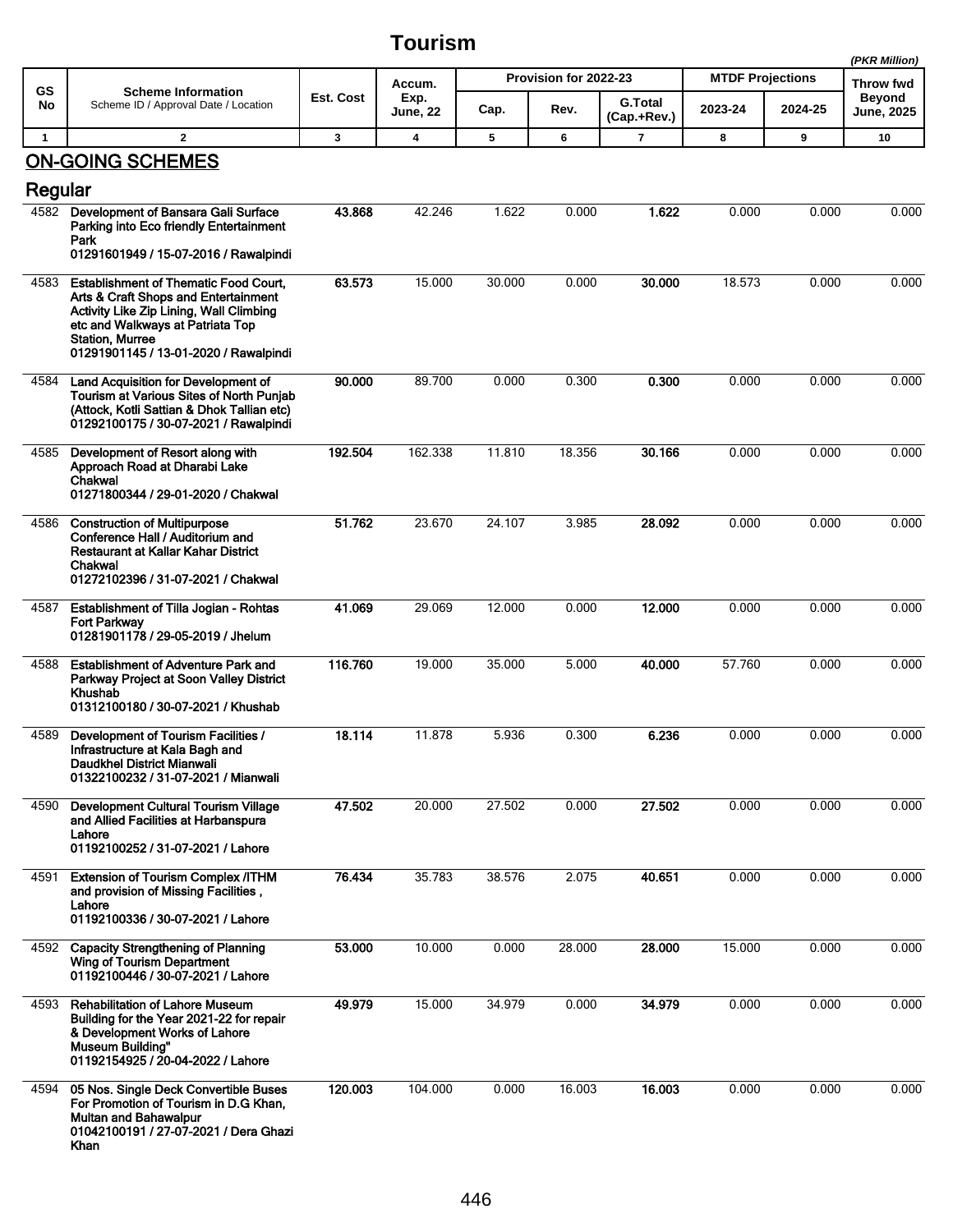# Tourism

(PKR Million)

| GS No | Scheme Information<br>Scheme ID / Approval Date / Location | Est. Cost | Accum. Exp. June, 22 | Provision for 2022-23 | | | MTDF Projections | | Throw fwd Beyond June, 2025 |
|---|---|---|---|---|---|---|---|---|---|
| | | | | Cap. | Rev. | G.Total (Cap.+Rev.) | 2023-24 | 2024-25 | |
| 1 | 2 | 3 | 4 | 5 | 6 | 7 | 8 | 9 | 10 |

## ON-GOING SCHEMES

### Regular

| GS No | Scheme Information | Est. Cost | Accum. Exp. June, 22 | Cap. | Rev. | G.Total (Cap.+Rev.) | 2023-24 | 2024-25 | Throw fwd Beyond June, 2025 |
|---|---|---|---|---|---|---|---|---|---|
| 4582 | **Development of Bansara Gali Surface Parking into Eco friendly Entertainment Park**<br>01291601949 / 15-07-2016 / Rawalpindi | **43.868** | 42.246 | 1.622 | 0.000 | **1.622** | 0.000 | 0.000 | 0.000 |
| 4583 | **Establishment of Thematic Food Court, Arts & Craft Shops and Entertainment Activity Like Zip Lining, Wall Climbing etc and Walkways at Patriata Top Station, Murree**<br>01291901145 / 13-01-2020 / Rawalpindi | **63.573** | 15.000 | 30.000 | 0.000 | **30.000** | 18.573 | 0.000 | 0.000 |
| 4584 | **Land Acquisition for Development of Tourism at Various Sites of North Punjab (Attock, Kotli Sattian & Dhok Tallian etc)**<br>01292100175 / 30-07-2021 / Rawalpindi | **90.000** | 89.700 | 0.000 | 0.300 | **0.300** | 0.000 | 0.000 | 0.000 |
| 4585 | **Development of Resort along with Approach Road at Dharabi Lake Chakwal**<br>01271800344 / 29-01-2020 / Chakwal | **192.504** | 162.338 | 11.810 | 18.356 | **30.166** | 0.000 | 0.000 | 0.000 |
| 4586 | **Construction of Multipurpose Conference Hall / Auditorium and Restaurant at Kallar Kahar District Chakwal**<br>01272102396 / 31-07-2021 / Chakwal | **51.762** | 23.670 | 24.107 | 3.985 | **28.092** | 0.000 | 0.000 | 0.000 |
| 4587 | **Establishment of Tilla Jogian - Rohtas Fort Parkway**<br>01281901178 / 29-05-2019 / Jhelum | **41.069** | 29.069 | 12.000 | 0.000 | **12.000** | 0.000 | 0.000 | 0.000 |
| 4588 | **Establishment of Adventure Park and Parkway Project at Soon Valley District Khushab**<br>01312100180 / 30-07-2021 / Khushab | **116.760** | 19.000 | 35.000 | 5.000 | **40.000** | 57.760 | 0.000 | 0.000 |
| 4589 | **Development of Tourism Facilities / Infrastructure at Kala Bagh and Daudkhel District Mianwali**<br>01322100232 / 31-07-2021 / Mianwali | **18.114** | 11.878 | 5.936 | 0.300 | **6.236** | 0.000 | 0.000 | 0.000 |
| 4590 | **Development Cultural Tourism Village and Allied Facilities at Harbanspura Lahore**<br>01192100252 / 31-07-2021 / Lahore | **47.502** | 20.000 | 27.502 | 0.000 | **27.502** | 0.000 | 0.000 | 0.000 |
| 4591 | **Extension of Tourism Complex /ITHM and provision of Missing Facilities , Lahore**<br>01192100336 / 30-07-2021 / Lahore | **76.434** | 35.783 | 38.576 | 2.075 | **40.651** | 0.000 | 0.000 | 0.000 |
| 4592 | **Capacity Strengthening of Planning Wing of Tourism Department**<br>01192100446 / 30-07-2021 / Lahore | **53.000** | 10.000 | 0.000 | 28.000 | **28.000** | 15.000 | 0.000 | 0.000 |
| 4593 | **Rehabilitation of Lahore Museum Building for the Year 2021-22 for repair & Development Works of Lahore Museum Building"**<br>01192154925 / 20-04-2022 / Lahore | **49.979** | 15.000 | 34.979 | 0.000 | **34.979** | 0.000 | 0.000 | 0.000 |
| 4594 | **05 Nos. Single Deck Convertible Buses For Promotion of Tourism in D.G Khan, Multan and Bahawalpur**<br>01042100191 / 27-07-2021 / Dera Ghazi Khan | **120.003** | 104.000 | 0.000 | 16.003 | **16.003** | 0.000 | 0.000 | 0.000 |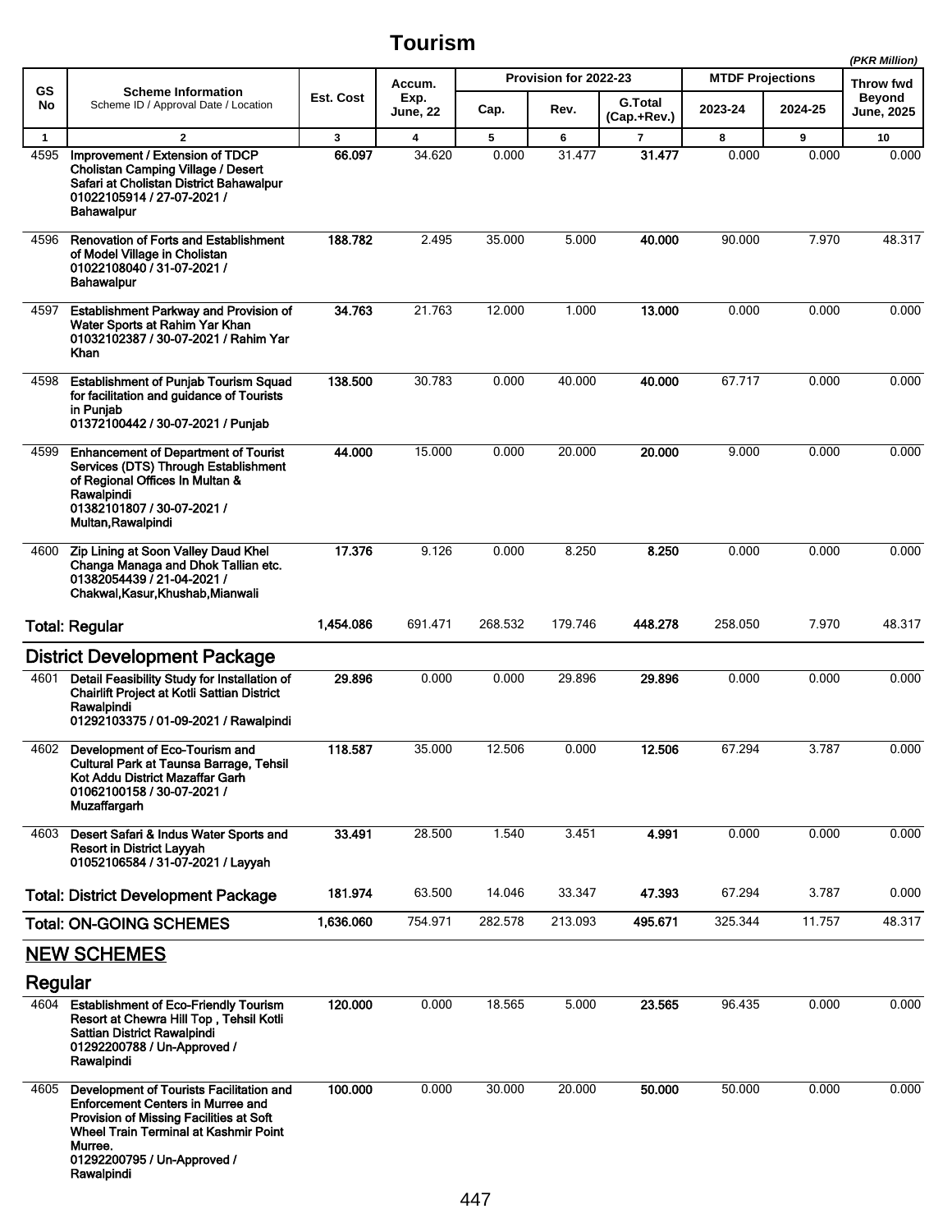# Tourism

*(PKR Million)*

| GS No | Scheme Information<br>Scheme ID / Approval Date / Location | Est. Cost | Accum. Exp. June, 22 | Provision for 2022-23 | | | MTDF Projections | | Throw fwd Beyond June, 2025 |
|---|---|---|---|---|---|---|---|---|---|
| | | | | Cap. | Rev. | G.Total (Cap.+Rev.) | 2023-24 | 2024-25 | |
| 1 | 2 | 3 | 4 | 5 | 6 | 7 | 8 | 9 | 10 |
| 4595 | **Improvement / Extension of TDCP Cholistan Camping Village / Desert Safari at Cholistan District Bahawalpur**<br>**01022105914 / 27-07-2021 / Bahawalpur** | **66.097** | 34.620 | 0.000 | 31.477 | **31.477** | 0.000 | 0.000 | 0.000 |
| 4596 | **Renovation of Forts and Establishment of Model Village in Cholistan**<br>**01022108040 / 31-07-2021 / Bahawalpur** | **188.782** | 2.495 | 35.000 | 5.000 | **40.000** | 90.000 | 7.970 | 48.317 |
| 4597 | **Establishment Parkway and Provision of Water Sports at Rahim Yar Khan**<br>**01032102387 / 30-07-2021 / Rahim Yar Khan** | **34.763** | 21.763 | 12.000 | 1.000 | **13.000** | 0.000 | 0.000 | 0.000 |
| 4598 | **Establishment of Punjab Tourism Squad for facilitation and guidance of Tourists in Punjab**<br>**01372100442 / 30-07-2021 / Punjab** | **138.500** | 30.783 | 0.000 | 40.000 | **40.000** | 67.717 | 0.000 | 0.000 |
| 4599 | **Enhancement of Department of Tourist Services (DTS) Through Establishment of Regional Offices In Multan & Rawalpindi**<br>**01382101807 / 30-07-2021 / Multan,Rawalpindi** | **44.000** | 15.000 | 0.000 | 20.000 | **20.000** | 9.000 | 0.000 | 0.000 |
| 4600 | **Zip Lining at Soon Valley Daud Khel Changa Managa and Dhok Tallian etc.**<br>**01382054439 / 21-04-2021 / Chakwal,Kasur,Khushab,Mianwali** | **17.376** | 9.126 | 0.000 | 8.250 | **8.250** | 0.000 | 0.000 | 0.000 |
| | **Total: Regular** | **1,454.086** | 691.471 | 268.532 | 179.746 | **448.278** | 258.050 | 7.970 | 48.317 |
| | **District Development Package** | | | | | | | | |
| 4601 | **Detail Feasibility Study for Installation of Chairlift Project at Kotli Sattian District Rawalpindi**<br>**01292103375 / 01-09-2021 / Rawalpindi** | **29.896** | 0.000 | 0.000 | 29.896 | **29.896** | 0.000 | 0.000 | 0.000 |
| 4602 | **Development of Eco-Tourism and Cultural Park at Taunsa Barrage, Tehsil Kot Addu District Mazaffar Garh**<br>**01062100158 / 30-07-2021 / Muzaffargarh** | **118.587** | 35.000 | 12.506 | 0.000 | **12.506** | 67.294 | 3.787 | 0.000 |
| 4603 | **Desert Safari & Indus Water Sports and Resort in District Layyah**<br>**01052106584 / 31-07-2021 / Layyah** | **33.491** | 28.500 | 1.540 | 3.451 | **4.991** | 0.000 | 0.000 | 0.000 |
| | **Total: District Development Package** | **181.974** | 63.500 | 14.046 | 33.347 | **47.393** | 67.294 | 3.787 | 0.000 |
| | **Total: ON-GOING SCHEMES** | **1,636.060** | 754.971 | 282.578 | 213.093 | **495.671** | 325.344 | 11.757 | 48.317 |
| | **NEW SCHEMES** | | | | | | | | |
| | **Regular** | | | | | | | | |
| 4604 | **Establishment of Eco-Friendly Tourism Resort at Chewra Hill Top , Tehsil Kotli Sattian District Rawalpindi**<br>**01292200788 / Un-Approved / Rawalpindi** | **120.000** | 0.000 | 18.565 | 5.000 | **23.565** | 96.435 | 0.000 | 0.000 |
| 4605 | **Development of Tourists Facilitation and Enforcement Centers in Murree and Provision of Missing Facilities at Soft Wheel Train Terminal at Kashmir Point Murree.**<br>**01292200795 / Un-Approved / Rawalpindi** | **100.000** | 0.000 | 30.000 | 20.000 | **50.000** | 50.000 | 0.000 | 0.000 |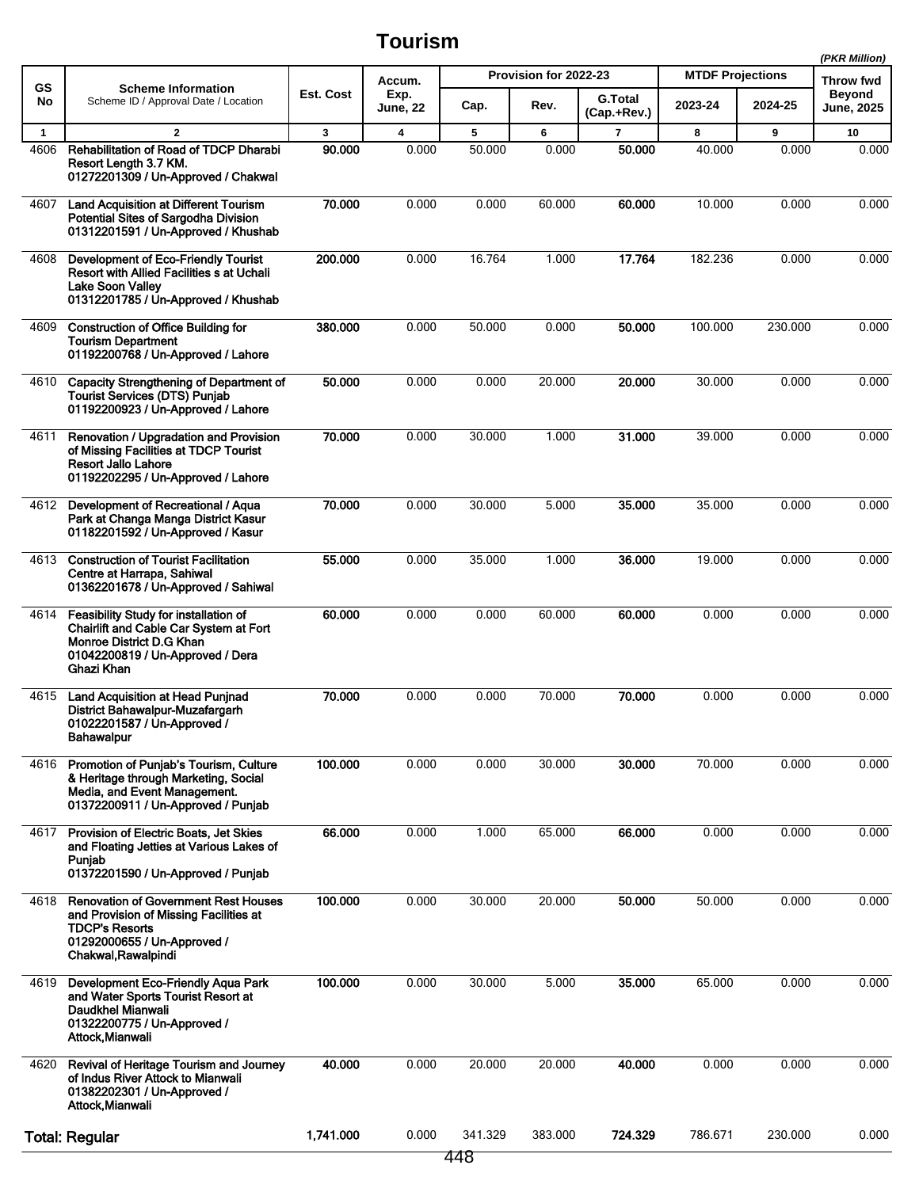# Tourism

*(PKR Million)*

| GS No | Scheme Information<br>Scheme ID / Approval Date / Location | Est. Cost | Accum. Exp. June, 22 | Provision for 2022-23 | | | MTDF Projections | | Throw fwd Beyond June, 2025 |
|---|---|---|---|---|---|---|---|---|---|
| | | | | Cap. | Rev. | G.Total (Cap.+Rev.) | 2023-24 | 2024-25 | |
| 1 | 2 | 3 | 4 | 5 | 6 | 7 | 8 | 9 | 10 |
| 4606 | **Rehabilitation of Road of TDCP Dharabi Resort Length 3.7 KM.**<br>**01272201309 / Un-Approved / Chakwal** | **90.000** | 0.000 | 50.000 | 0.000 | **50.000** | 40.000 | 0.000 | 0.000 |
| 4607 | **Land Acquisition at Different Tourism Potential Sites of Sargodha Division**<br>**01312201591 / Un-Approved / Khushab** | **70.000** | 0.000 | 0.000 | 60.000 | **60.000** | 10.000 | 0.000 | 0.000 |
| 4608 | **Development of Eco-Friendly Tourist Resort with Allied Facilities s at Uchali Lake Soon Valley**<br>**01312201785 / Un-Approved / Khushab** | **200.000** | 0.000 | 16.764 | 1.000 | **17.764** | 182.236 | 0.000 | 0.000 |
| 4609 | **Construction of Office Building for Tourism Department**<br>**01192200768 / Un-Approved / Lahore** | **380.000** | 0.000 | 50.000 | 0.000 | **50.000** | 100.000 | 230.000 | 0.000 |
| 4610 | **Capacity Strengthening of Department of Tourist Services (DTS) Punjab**<br>**01192200923 / Un-Approved / Lahore** | **50.000** | 0.000 | 0.000 | 20.000 | **20.000** | 30.000 | 0.000 | 0.000 |
| 4611 | **Renovation / Upgradation and Provision of Missing Facilities at TDCP Tourist Resort Jallo Lahore**<br>**01192202295 / Un-Approved / Lahore** | **70.000** | 0.000 | 30.000 | 1.000 | **31.000** | 39.000 | 0.000 | 0.000 |
| 4612 | **Development of Recreational / Aqua Park at Changa Manga District Kasur**<br>**01182201592 / Un-Approved / Kasur** | **70.000** | 0.000 | 30.000 | 5.000 | **35.000** | 35.000 | 0.000 | 0.000 |
| 4613 | **Construction of Tourist Facilitation Centre at Harrapa, Sahiwal**<br>**01362201678 / Un-Approved / Sahiwal** | **55.000** | 0.000 | 35.000 | 1.000 | **36.000** | 19.000 | 0.000 | 0.000 |
| 4614 | **Feasibility Study for installation of Chairlift and Cable Car System at Fort Monroe District D.G Khan**<br>**01042200819 / Un-Approved / Dera Ghazi Khan** | **60.000** | 0.000 | 0.000 | 60.000 | **60.000** | 0.000 | 0.000 | 0.000 |
| 4615 | **Land Acquisition at Head Punjnad District Bahawalpur-Muzafargarh**<br>**01022201587 / Un-Approved / Bahawalpur** | **70.000** | 0.000 | 0.000 | 70.000 | **70.000** | 0.000 | 0.000 | 0.000 |
| 4616 | **Promotion of Punjab's Tourism, Culture & Heritage through Marketing, Social Media, and Event Management.**<br>**01372200911 / Un-Approved / Punjab** | **100.000** | 0.000 | 0.000 | 30.000 | **30.000** | 70.000 | 0.000 | 0.000 |
| 4617 | **Provision of Electric Boats, Jet Skies and Floating Jetties at Various Lakes of Punjab**<br>**01372201590 / Un-Approved / Punjab** | **66.000** | 0.000 | 1.000 | 65.000 | **66.000** | 0.000 | 0.000 | 0.000 |
| 4618 | **Renovation of Government Rest Houses and Provision of Missing Facilities at TDCP's Resorts**<br>**01292000655 / Un-Approved / Chakwal,Rawalpindi** | **100.000** | 0.000 | 30.000 | 20.000 | **50.000** | 50.000 | 0.000 | 0.000 |
| 4619 | **Development Eco-Friendly Aqua Park and Water Sports Tourist Resort at Daudkhel Mianwali**<br>**01322200775 / Un-Approved / Attock,Mianwali** | **100.000** | 0.000 | 30.000 | 5.000 | **35.000** | 65.000 | 0.000 | 0.000 |
| 4620 | **Revival of Heritage Tourism and Journey of Indus River Attock to Mianwali**<br>**01382202301 / Un-Approved / Attock,Mianwali** | **40.000** | 0.000 | 20.000 | 20.000 | **40.000** | 0.000 | 0.000 | 0.000 |
| **Total: Regular** | | **1,741.000** | 0.000 | 341.329 | 383.000 | **724.329** | 786.671 | 230.000 | 0.000 |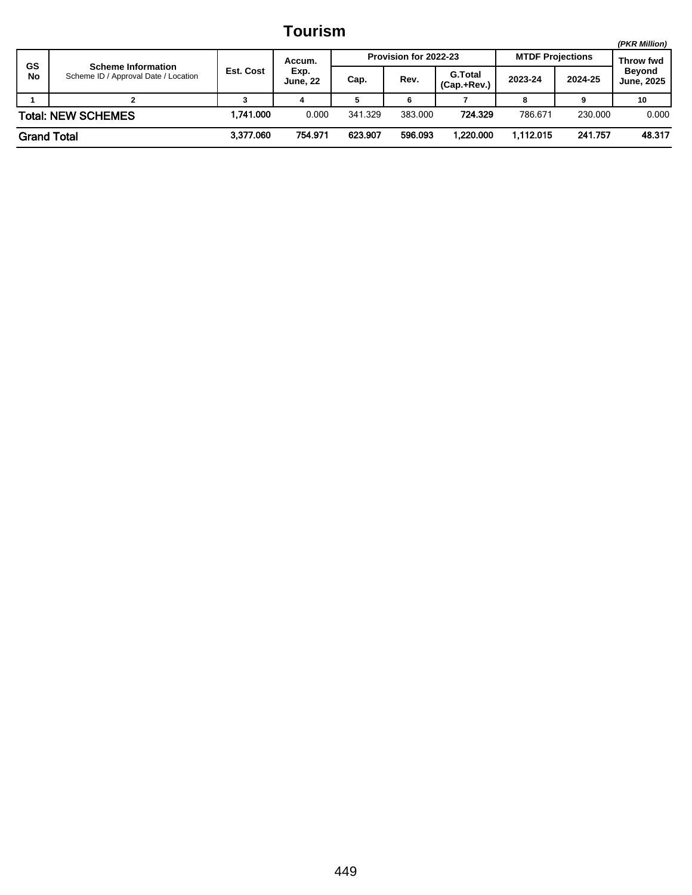# Tourism

*(PKR Million)*

| GS No | Scheme Information<br>Scheme ID / Approval Date / Location | Est. Cost | Accum. Exp. June, 22 | Provision for 2022-23 | | | MTDF Projections | | Throw fwd Beyond June, 2025 |
|---|---|---|---|---|---|---|---|---|---|
| | | | | Cap. | Rev. | G.Total (Cap.+Rev.) | 2023-24 | 2024-25 | |
| 1 | 2 | 3 | 4 | 5 | 6 | 7 | 8 | 9 | 10 |
| **Total: NEW SCHEMES** | | **1,741.000** | 0.000 | 341.329 | 383.000 | **724.329** | 786.671 | 230.000 | 0.000 |
| **Grand Total** | | **3,377.060** | **754.971** | **623.907** | **596.093** | **1,220.000** | **1,112.015** | **241.757** | **48.317** |